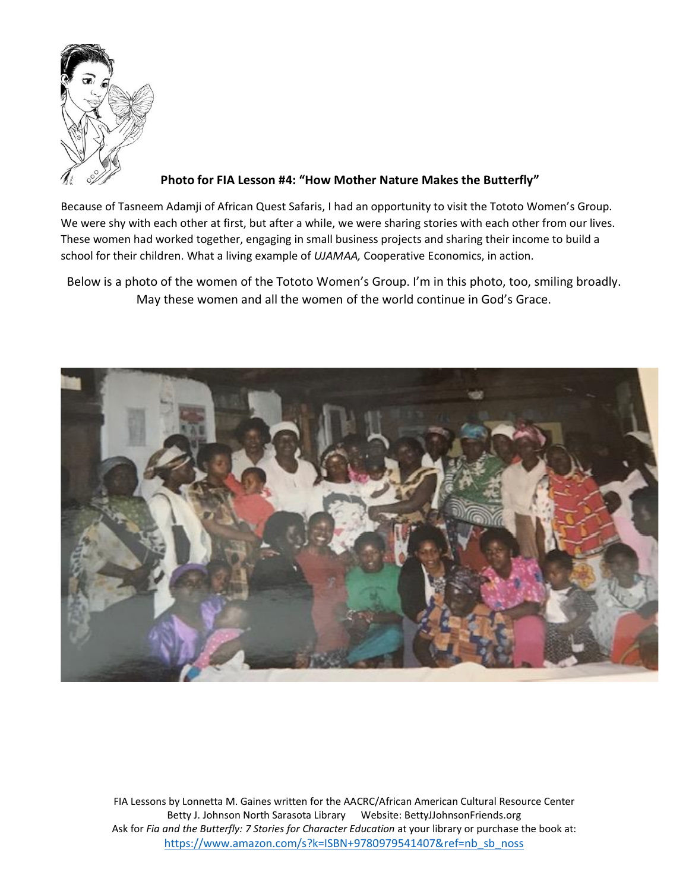**Photo for FIA Lesson #4: "How Mother Nature Makes the Butterfly"**

Because of Tasneem Adamji of African Quest Safaris, I had an opportunity to visit the Tototo Women's Group. We were shy with each other at first, but after a while, we were sharing stories with each other from our lives. These women had worked together, engaging in small business projects and sharing their income to build a school for their children. What a living example of *UJAMAA,* Cooperative Economics, in action.

Below is a photo of the women of the Tototo Women's Group. I'm in this photo, too, smiling broadly. May these women and all the women of the world continue in God's Grace.

FIA Lessons by Lonnetta M. Gaines written for the AACRC/African American Cultural Resource Center
Betty J. Johnson North Sarasota Library Website: BettyJJohnsonFriends.org
Ask for *Fia and the Butterfly: 7 Stories for Character Education* at your library or purchase the book at:
https://www.amazon.com/s?k=ISBN+9780979541407&ref=nb_sb_noss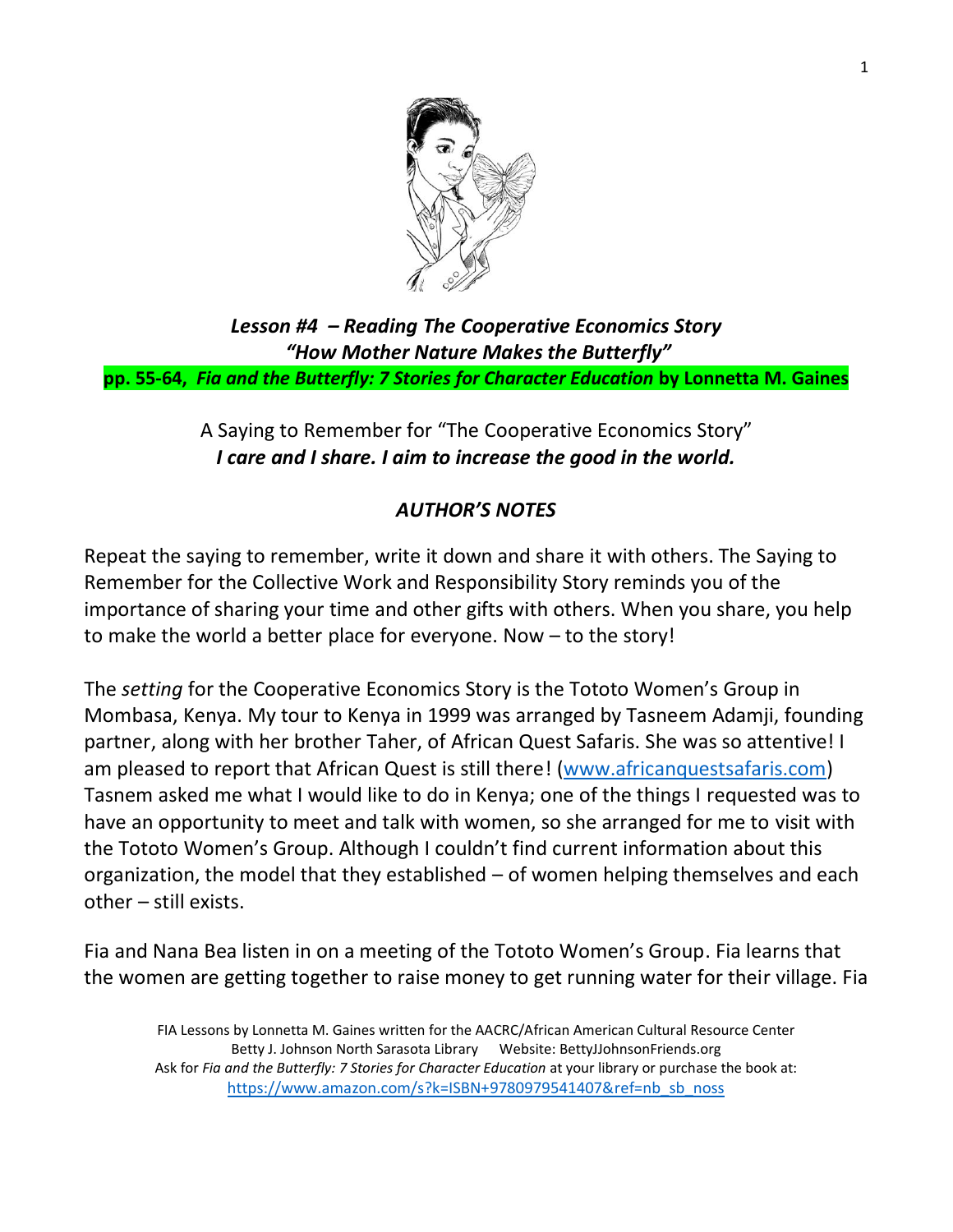***Lesson #4 – Reading The Cooperative Economics Story***
***"How Mother Nature Makes the Butterfly"***
**pp. 55-64, *Fia and the Butterfly: 7 Stories for Character Education* by Lonnetta M. Gaines**

A Saying to Remember for "The Cooperative Economics Story"
***I care and I share. I aim to increase the good in the world.***

## *AUTHOR'S NOTES*

Repeat the saying to remember, write it down and share it with others. The Saying to Remember for the Collective Work and Responsibility Story reminds you of the importance of sharing your time and other gifts with others. When you share, you help to make the world a better place for everyone. Now – to the story!

The *setting* for the Cooperative Economics Story is the Tototo Women's Group in Mombasa, Kenya. My tour to Kenya in 1999 was arranged by Tasneem Adamji, founding partner, along with her brother Taher, of African Quest Safaris. She was so attentive! I am pleased to report that African Quest is still there! (www.africanquestsafaris.com) Tasnem asked me what I would like to do in Kenya; one of the things I requested was to have an opportunity to meet and talk with women, so she arranged for me to visit with the Tototo Women's Group. Although I couldn't find current information about this organization, the model that they established – of women helping themselves and each other – still exists.

Fia and Nana Bea listen in on a meeting of the Tototo Women's Group. Fia learns that the women are getting together to raise money to get running water for their village. Fia

FIA Lessons by Lonnetta M. Gaines written for the AACRC/African American Cultural Resource Center Betty J. Johnson North Sarasota Library Website: BettyJJohnsonFriends.org
Ask for *Fia and the Butterfly: 7 Stories for Character Education* at your library or purchase the book at: https://www.amazon.com/s?k=ISBN+9780979541407&ref=nb_sb_noss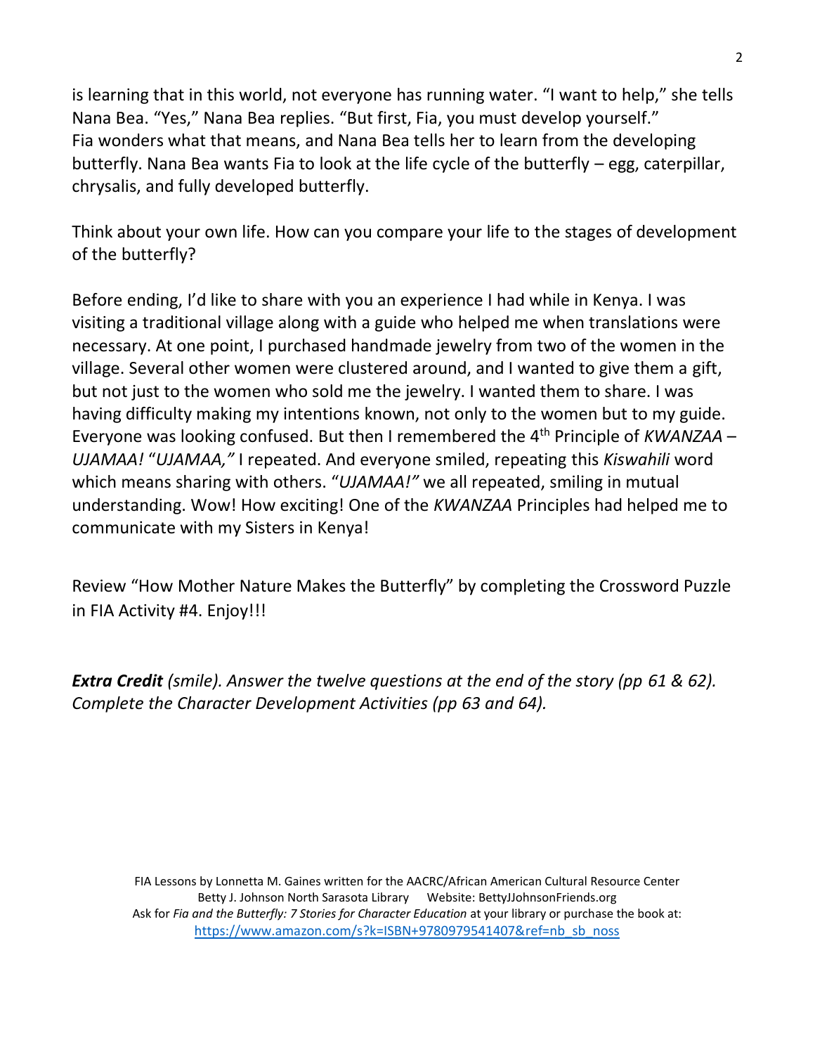is learning that in this world, not everyone has running water. "I want to help," she tells Nana Bea. "Yes," Nana Bea replies. "But first, Fia, you must develop yourself." Fia wonders what that means, and Nana Bea tells her to learn from the developing butterfly. Nana Bea wants Fia to look at the life cycle of the butterfly – egg, caterpillar, chrysalis, and fully developed butterfly.

Think about your own life. How can you compare your life to the stages of development of the butterfly?

Before ending, I'd like to share with you an experience I had while in Kenya. I was visiting a traditional village along with a guide who helped me when translations were necessary. At one point, I purchased handmade jewelry from two of the women in the village. Several other women were clustered around, and I wanted to give them a gift, but not just to the women who sold me the jewelry. I wanted them to share. I was having difficulty making my intentions known, not only to the women but to my guide. Everyone was looking confused. But then I remembered the 4th Principle of *KWANZAA* – *UJAMAA!* "*UJAMAA,"* I repeated. And everyone smiled, repeating this *Kiswahili* word which means sharing with others. "*UJAMAA!"* we all repeated, smiling in mutual understanding. Wow! How exciting! One of the *KWANZAA* Principles had helped me to communicate with my Sisters in Kenya!

Review "How Mother Nature Makes the Butterfly" by completing the Crossword Puzzle in FIA Activity #4. Enjoy!!!

***Extra Credit*** *(smile). Answer the twelve questions at the end of the story (pp 61 & 62). Complete the Character Development Activities (pp 63 and 64).*

FIA Lessons by Lonnetta M. Gaines written for the AACRC/African American Cultural Resource Center
Betty J. Johnson North Sarasota Library Website: BettyJJohnsonFriends.org
Ask for *Fia and the Butterfly: 7 Stories for Character Education* at your library or purchase the book at:
https://www.amazon.com/s?k=ISBN+9780979541407&ref=nb_sb_noss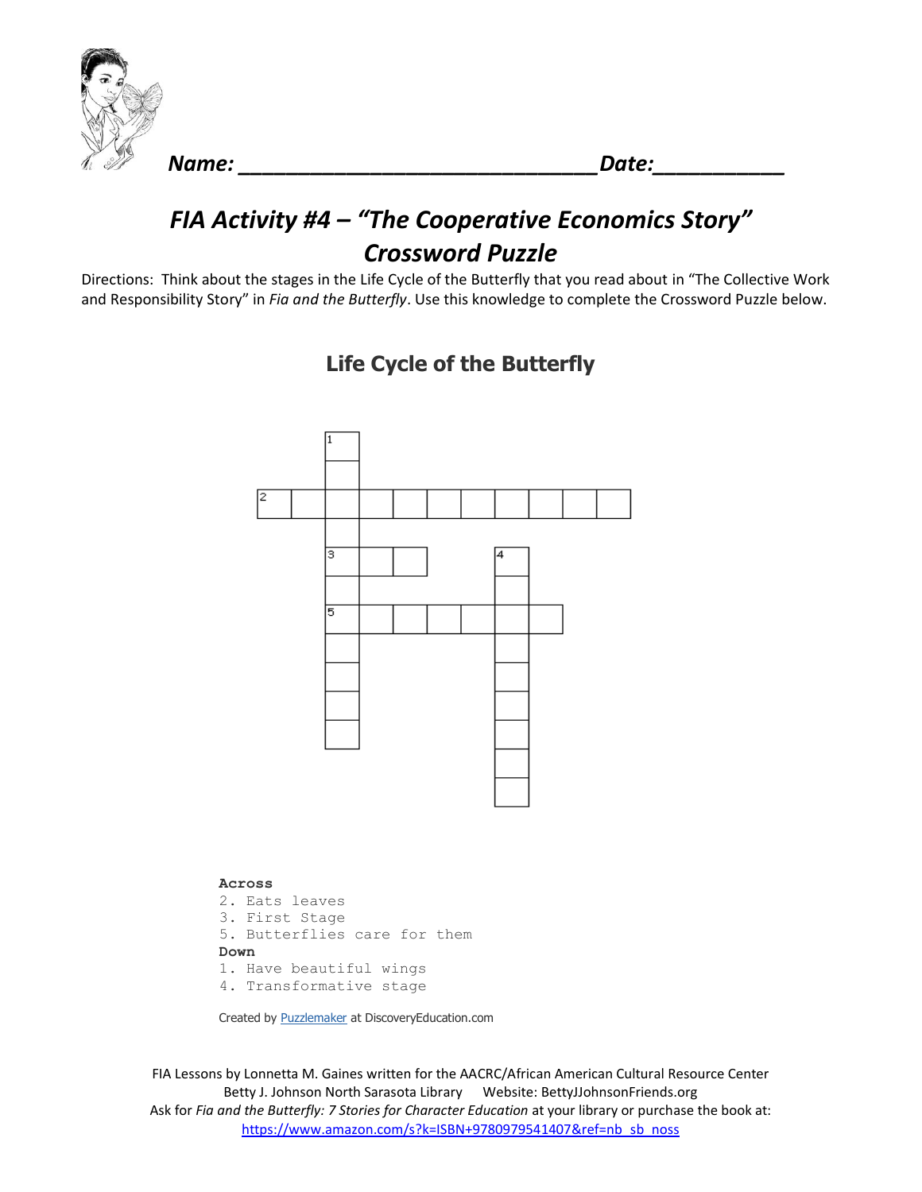Name: ______________________________ Date: ___________

# *FIA Activity #4 – "The Cooperative Economics Story"*
# *Crossword Puzzle*

Directions: Think about the stages in the Life Cycle of the Butterfly that you read about in "The Collective Work and Responsibility Story" in *Fia and the Butterfly*. Use this knowledge to complete the Crossword Puzzle below.

## Life Cycle of the Butterfly

**Across**
2. Eats leaves
3. First Stage
5. Butterflies care for them

**Down**
1. Have beautiful wings
4. Transformative stage

Created by Puzzlemaker at DiscoveryEducation.com

FIA Lessons by Lonnetta M. Gaines written for the AACRC/African American Cultural Resource Center
Betty J. Johnson North Sarasota Library Website: BettyJJohnsonFriends.org
Ask for *Fia and the Butterfly: 7 Stories for Character Education* at your library or purchase the book at:
https://www.amazon.com/s?k=ISBN+9780979541407&ref=nb_sb_noss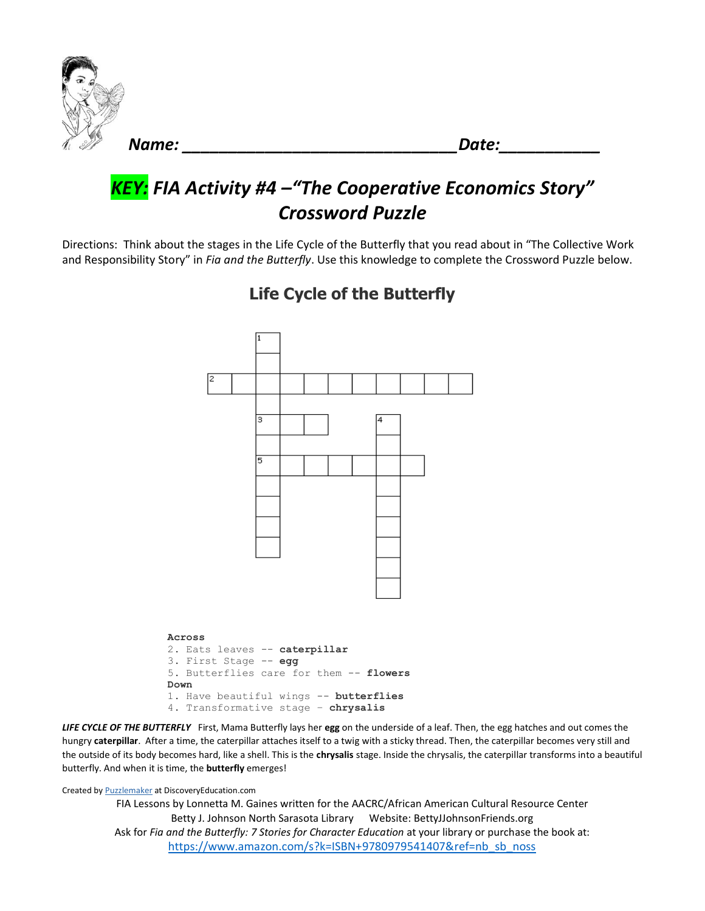*Name: ______________________________Date:___________*

# *KEY: FIA Activity #4 –"The Cooperative Economics Story" Crossword Puzzle*

Directions: Think about the stages in the Life Cycle of the Butterfly that you read about in "The Collective Work and Responsibility Story" in *Fia and the Butterfly*. Use this knowledge to complete the Crossword Puzzle below.

## Life Cycle of the Butterfly

1

2

3

4

5

**Across**

2. Eats leaves -- **caterpillar**
3. First Stage -- **egg**
5. Butterflies care for them -- **flowers**

**Down**

1. Have beautiful wings -- **butterflies**
4. Transformative stage – **chrysalis**

***LIFE CYCLE OF THE BUTTERFLY*** First, Mama Butterfly lays her **egg** on the underside of a leaf. Then, the egg hatches and out comes the hungry **caterpillar**. After a time, the caterpillar attaches itself to a twig with a sticky thread. Then, the caterpillar becomes very still and the outside of its body becomes hard, like a shell. This is the **chrysalis** stage. Inside the chrysalis, the caterpillar transforms into a beautiful butterfly. And when it is time, the **butterfly** emerges!

Created by Puzzlemaker at DiscoveryEducation.com

FIA Lessons by Lonnetta M. Gaines written for the AACRC/African American Cultural Resource Center
Betty J. Johnson North Sarasota Library Website: BettyJJohnsonFriends.org
Ask for *Fia and the Butterfly: 7 Stories for Character Education* at your library or purchase the book at:
https://www.amazon.com/s?k=ISBN+9780979541407&ref=nb_sb_noss